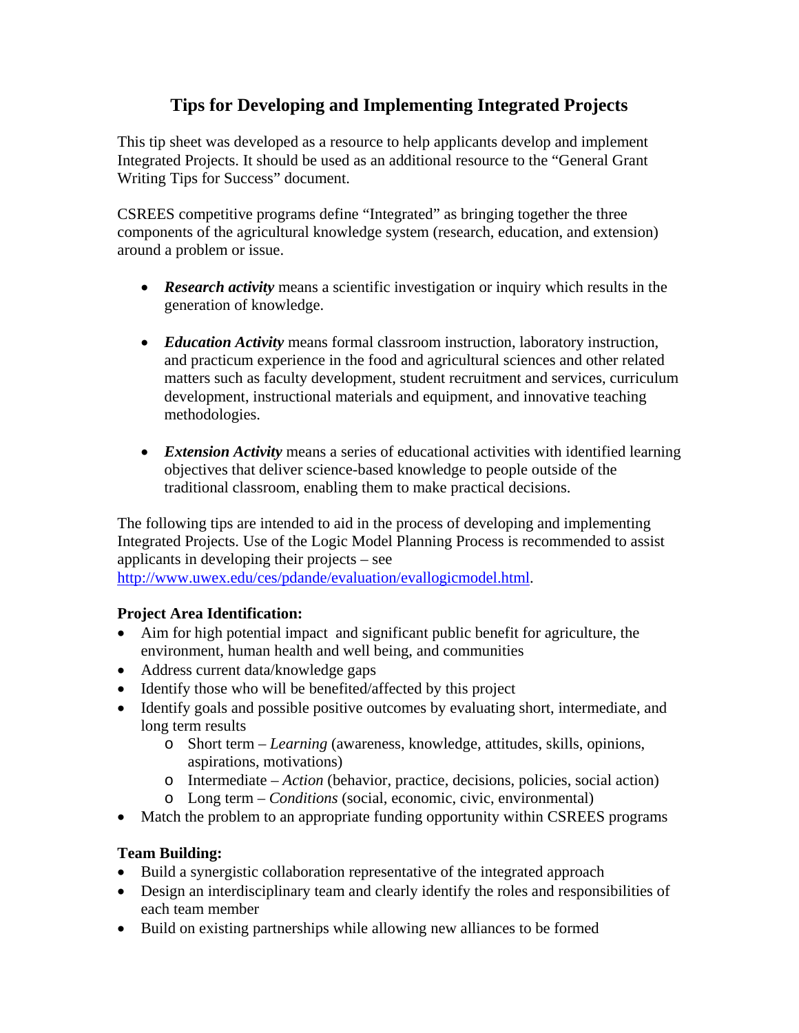# Tips for Developing and Implementing Integrated Projects

This tip sheet was developed as a resource to help applicants develop and implement Integrated Projects. It should be used as an additional resource to the "General Grant Writing Tips for Success" document.

CSREES competitive programs define "Integrated" as bringing together the three components of the agricultural knowledge system (research, education, and extension) around a problem or issue.

- ***Research activity*** means a scientific investigation or inquiry which results in the generation of knowledge.
- ***Education Activity*** means formal classroom instruction, laboratory instruction, and practicum experience in the food and agricultural sciences and other related matters such as faculty development, student recruitment and services, curriculum development, instructional materials and equipment, and innovative teaching methodologies.
- ***Extension Activity*** means a series of educational activities with identified learning objectives that deliver science-based knowledge to people outside of the traditional classroom, enabling them to make practical decisions.

The following tips are intended to aid in the process of developing and implementing Integrated Projects. Use of the Logic Model Planning Process is recommended to assist applicants in developing their projects – see http://www.uwex.edu/ces/pdande/evaluation/evallogicmodel.html.

**Project Area Identification:**

- Aim for high potential impact and significant public benefit for agriculture, the environment, human health and well being, and communities
- Address current data/knowledge gaps
- Identify those who will be benefited/affected by this project
- Identify goals and possible positive outcomes by evaluating short, intermediate, and long term results
  - Short term – *Learning* (awareness, knowledge, attitudes, skills, opinions, aspirations, motivations)
  - Intermediate – *Action* (behavior, practice, decisions, policies, social action)
  - Long term – *Conditions* (social, economic, civic, environmental)
- Match the problem to an appropriate funding opportunity within CSREES programs

**Team Building:**

- Build a synergistic collaboration representative of the integrated approach
- Design an interdisciplinary team and clearly identify the roles and responsibilities of each team member
- Build on existing partnerships while allowing new alliances to be formed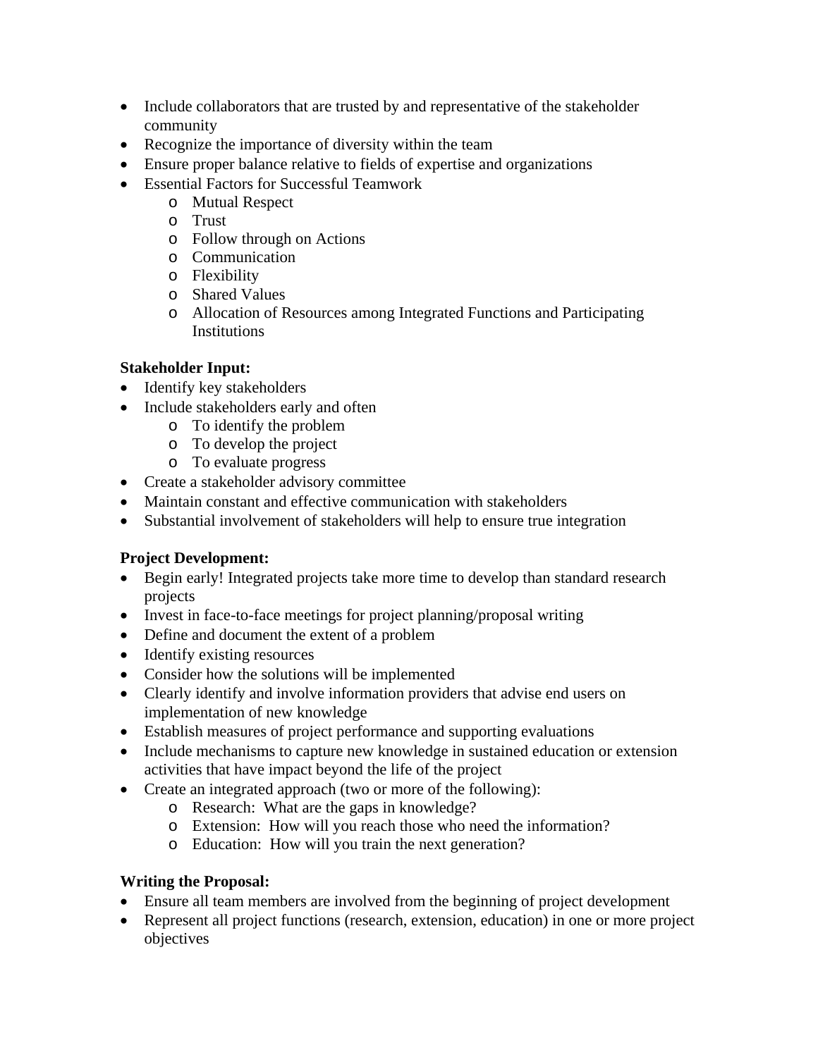- Include collaborators that are trusted by and representative of the stakeholder community
- Recognize the importance of diversity within the team
- Ensure proper balance relative to fields of expertise and organizations
- Essential Factors for Successful Teamwork
    - Mutual Respect
    - Trust
    - Follow through on Actions
    - Communication
    - Flexibility
    - Shared Values
    - Allocation of Resources among Integrated Functions and Participating Institutions

**Stakeholder Input:**

- Identify key stakeholders
- Include stakeholders early and often
    - To identify the problem
    - To develop the project
    - To evaluate progress
- Create a stakeholder advisory committee
- Maintain constant and effective communication with stakeholders
- Substantial involvement of stakeholders will help to ensure true integration

**Project Development:**

- Begin early! Integrated projects take more time to develop than standard research projects
- Invest in face-to-face meetings for project planning/proposal writing
- Define and document the extent of a problem
- Identify existing resources
- Consider how the solutions will be implemented
- Clearly identify and involve information providers that advise end users on implementation of new knowledge
- Establish measures of project performance and supporting evaluations
- Include mechanisms to capture new knowledge in sustained education or extension activities that have impact beyond the life of the project
- Create an integrated approach (two or more of the following):
    - Research: What are the gaps in knowledge?
    - Extension: How will you reach those who need the information?
    - Education: How will you train the next generation?

**Writing the Proposal:**

- Ensure all team members are involved from the beginning of project development
- Represent all project functions (research, extension, education) in one or more project objectives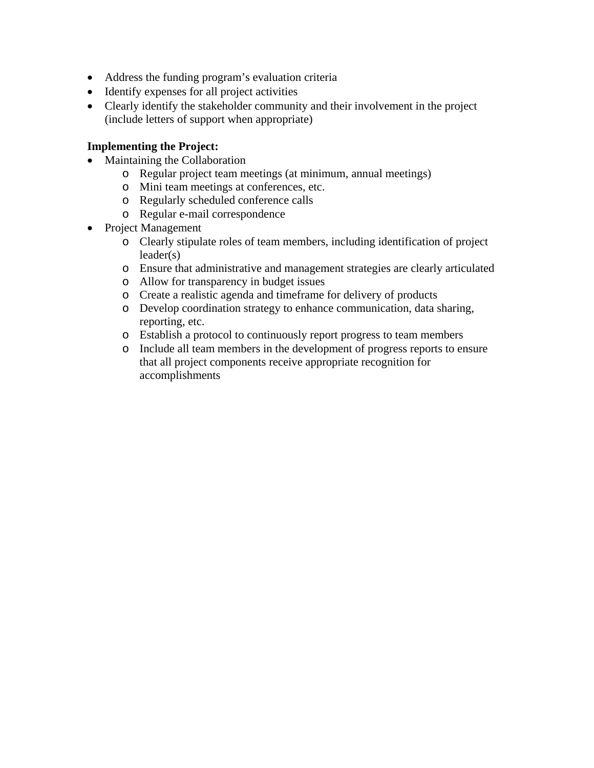- Address the funding program's evaluation criteria
- Identify expenses for all project activities
- Clearly identify the stakeholder community and their involvement in the project (include letters of support when appropriate)

**Implementing the Project:**

- Maintaining the Collaboration
    - Regular project team meetings (at minimum, annual meetings)
    - Mini team meetings at conferences, etc.
    - Regularly scheduled conference calls
    - Regular e-mail correspondence
- Project Management
    - Clearly stipulate roles of team members, including identification of project leader(s)
    - Ensure that administrative and management strategies are clearly articulated
    - Allow for transparency in budget issues
    - Create a realistic agenda and timeframe for delivery of products
    - Develop coordination strategy to enhance communication, data sharing, reporting, etc.
    - Establish a protocol to continuously report progress to team members
    - Include all team members in the development of progress reports to ensure that all project components receive appropriate recognition for accomplishments